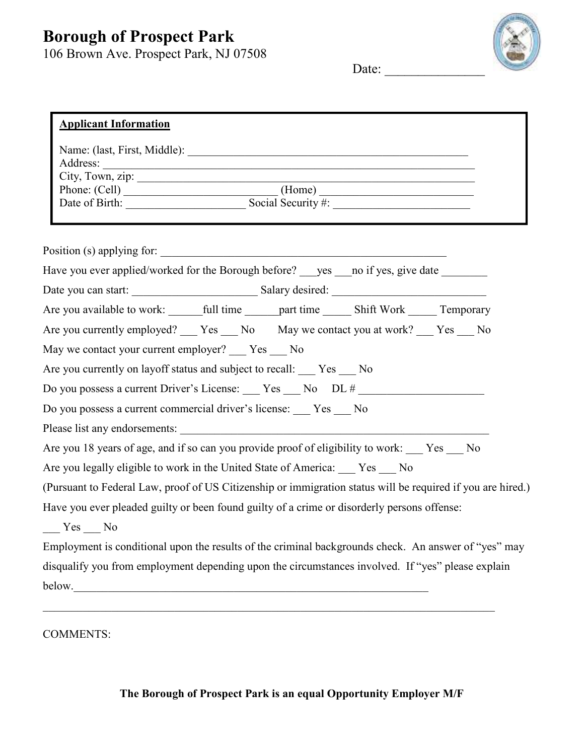# Borough of Prospect Park

106 Brown Ave. Prospect Park, NJ 07508

Date: _______________

**Applicant Information**

Name: (last, First, Middle): ____________________________________________________
Address: ____________________________________________________________
City, Town, zip: ______________________________________________________
Phone: (Cell) ___________________________ (Home) ___________________________
Date of Birth: _____________________ Social Security #: ________________________

Position (s) applying for: _____________________________________________________

Have you ever applied/worked for the Borough before? ___yes ___no if yes, give date ________

Date you can start: ______________________ Salary desired: ___________________________

Are you available to work: ______full time ______part time _____ Shift Work _____ Temporary

Are you currently employed? ___ Yes ___ No May we contact you at work? ___ Yes ___ No

May we contact your current employer? ___ Yes ___ No

Are you currently on layoff status and subject to recall: ___ Yes ___ No

Do you possess a current Driver's License: ___ Yes ___ No DL # ______________________

Do you possess a current commercial driver's license: ___ Yes ___ No

Please list any endorsements: ________________________________________________________

Are you 18 years of age, and if so can you provide proof of eligibility to work: ___ Yes ___ No

Are you legally eligible to work in the United State of America: ___ Yes ___ No

(Pursuant to Federal Law, proof of US Citizenship or immigration status will be required if you are hired.)

Have you ever pleaded guilty or been found guilty of a crime or disorderly persons offense:

___ Yes ___ No

Employment is conditional upon the results of the criminal backgrounds check. An answer of "yes" may disqualify you from employment depending upon the circumstances involved. If "yes" please explain below.________________________________________________________________

_________________________________________________________________________________

COMMENTS:

**The Borough of Prospect Park is an equal Opportunity Employer M/F**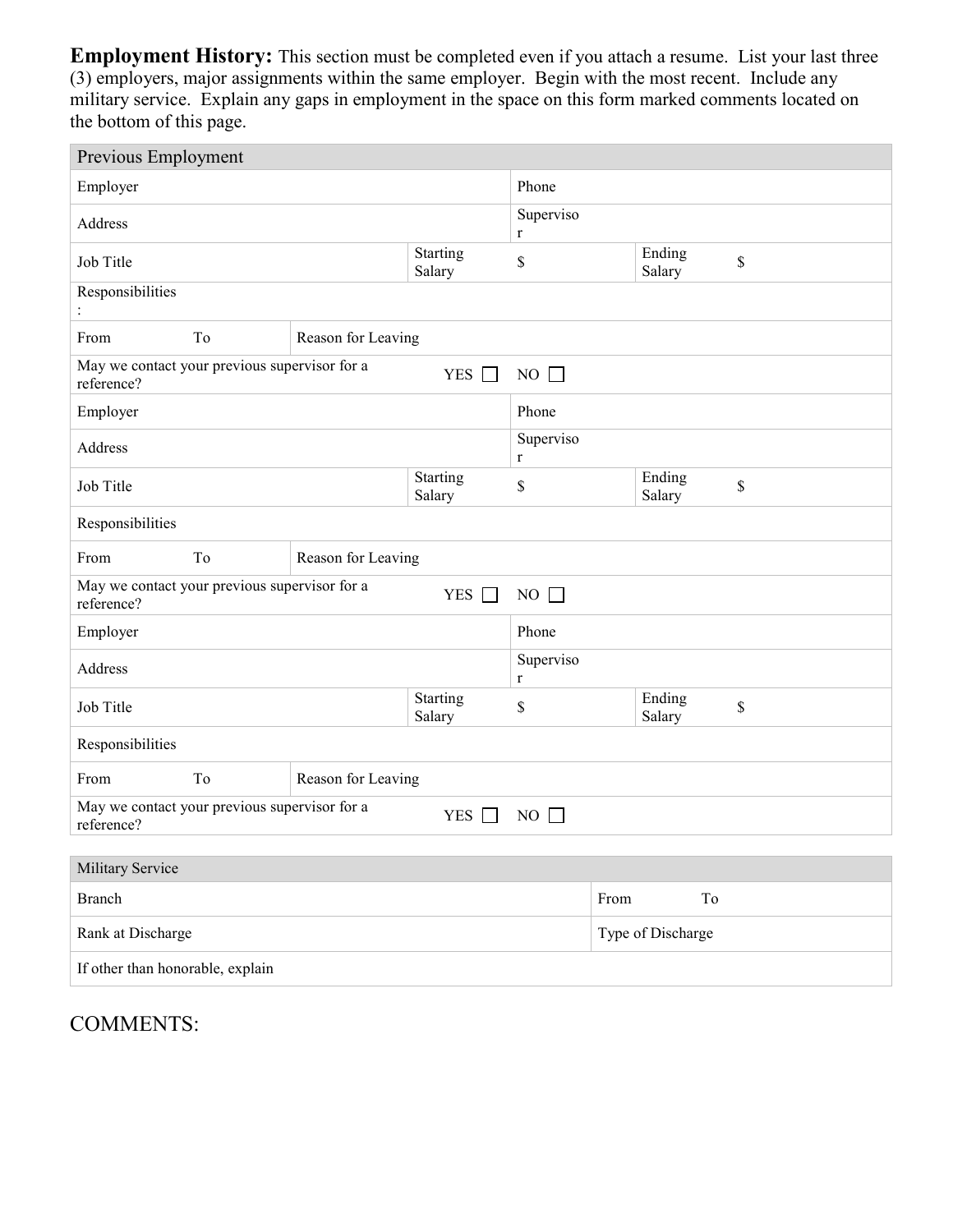**Employment History:** This section must be completed even if you attach a resume. List your last three (3) employers, major assignments within the same employer. Begin with the most recent. Include any military service. Explain any gaps in employment in the space on this form marked comments located on the bottom of this page.

| Previous Employment | | | | | | |
|---|---|---|---|---|---|---|
| Employer | | | | Phone | | |
| Address | | | | Supervisor | | |
| Job Title | | | Starting Salary | $ | Ending Salary | $ |
| Responsibilities: | | | | | | |
| From | To | Reason for Leaving | | | | |
| May we contact your previous supervisor for a reference? | | | YES ☐ | NO ☐ | | |
| Employer | | | | Phone | | |
| Address | | | | Supervisor | | |
| Job Title | | | Starting Salary | $ | Ending Salary | $ |
| Responsibilities | | | | | | |
| From | To | Reason for Leaving | | | | |
| May we contact your previous supervisor for a reference? | | | YES ☐ | NO ☐ | | |
| Employer | | | | Phone | | |
| Address | | | | Supervisor | | |
| Job Title | | | Starting Salary | $ | Ending Salary | $ |
| Responsibilities | | | | | | |
| From | To | Reason for Leaving | | | | |
| May we contact your previous supervisor for a reference? | | | YES ☐ | NO ☐ | | |

| Military Service | | |
|---|---|---|
| Branch | From | To |
| Rank at Discharge | Type of Discharge | |
| If other than honorable, explain | | |

COMMENTS: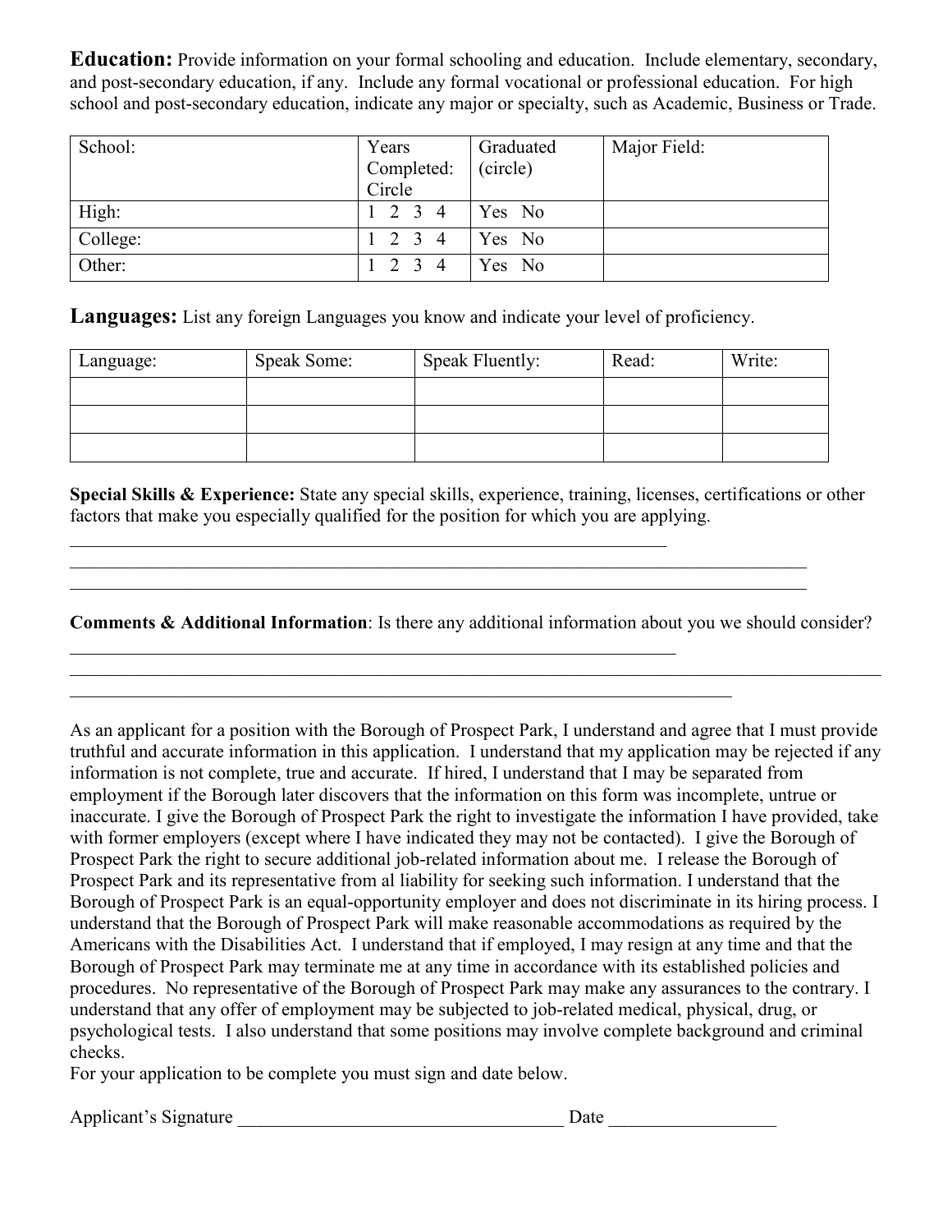**Education:** Provide information on your formal schooling and education. Include elementary, secondary, and post-secondary education, if any. Include any formal vocational or professional education. For high school and post-secondary education, indicate any major or specialty, such as Academic, Business or Trade.

| School: | Years Completed: Circle | Graduated (circle) | Major Field: |
|---|---|---|---|
| High: | 1 2 3 4 | Yes No | |
| College: | 1 2 3 4 | Yes No | |
| Other: | 1 2 3 4 | Yes No | |

**Languages:** List any foreign Languages you know and indicate your level of proficiency.

| Language: | Speak Some: | Speak Fluently: | Read: | Write: |
|---|---|---|---|---|
| | | | | |
| | | | | |
| | | | | |

**Special Skills & Experience:** State any special skills, experience, training, licenses, certifications or other factors that make you especially qualified for the position for which you are applying.

______________________________________________________________________

______________________________________________________________________

______________________________________________________________________

**Comments & Additional Information**: Is there any additional information about you we should consider?

______________________________________________________________________

______________________________________________________________________

______________________________________________________________________

As an applicant for a position with the Borough of Prospect Park, I understand and agree that I must provide truthful and accurate information in this application. I understand that my application may be rejected if any information is not complete, true and accurate. If hired, I understand that I may be separated from employment if the Borough later discovers that the information on this form was incomplete, untrue or inaccurate. I give the Borough of Prospect Park the right to investigate the information I have provided, take with former employers (except where I have indicated they may not be contacted). I give the Borough of Prospect Park the right to secure additional job-related information about me. I release the Borough of Prospect Park and its representative from al liability for seeking such information. I understand that the Borough of Prospect Park is an equal-opportunity employer and does not discriminate in its hiring process. I understand that the Borough of Prospect Park will make reasonable accommodations as required by the Americans with the Disabilities Act. I understand that if employed, I may resign at any time and that the Borough of Prospect Park may terminate me at any time in accordance with its established policies and procedures. No representative of the Borough of Prospect Park may make any assurances to the contrary. I understand that any offer of employment may be subjected to job-related medical, physical, drug, or psychological tests. I also understand that some positions may involve complete background and criminal checks.

For your application to be complete you must sign and date below.

Applicant's Signature ___________________________________ Date __________________